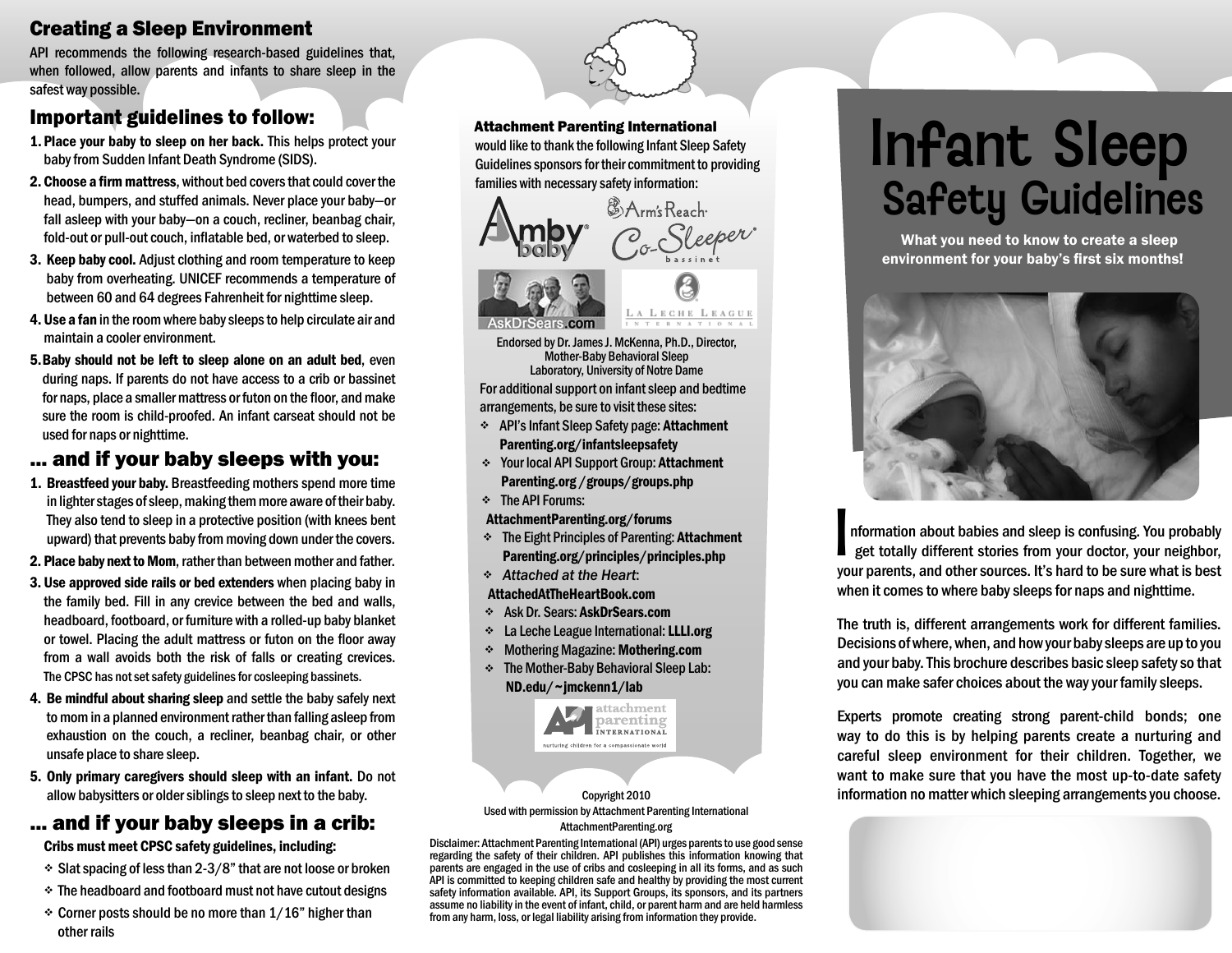## Creating a Sleep Environment

API recommends the following research-based guidelines that, when followed, allow parents and infants to share sleep in the safest way possible.

### Important guidelines to follow:

1. **Place your baby to sleep on her back.** This helps protect your baby from Sudden Infant Death Syndrome (SIDS).
2. **Choose a firm mattress**, without bed covers that could cover the head, bumpers, and stuffed animals. Never place your baby—or fall asleep with your baby—on a couch, recliner, beanbag chair, fold-out or pull-out couch, inflatable bed, or waterbed to sleep.
3. **Keep baby cool.** Adjust clothing and room temperature to keep baby from overheating. UNICEF recommends a temperature of between 60 and 64 degrees Fahrenheit for nighttime sleep.
4. **Use a fan** in the room where baby sleeps to help circulate air and maintain a cooler environment.
5. **Baby should not be left to sleep alone on an adult bed**, even during naps. If parents do not have access to a crib or bassinet for naps, place a smaller mattress or futon on the floor, and make sure the room is child-proofed. An infant carseat should not be used for naps or nighttime.

### ... and if your baby sleeps with you:

1. **Breastfeed your baby.** Breastfeeding mothers spend more time in lighter stages of sleep, making them more aware of their baby. They also tend to sleep in a protective position (with knees bent upward) that prevents baby from moving down under the covers.
2. **Place baby next to Mom**, rather than between mother and father.
3. **Use approved side rails or bed extenders** when placing baby in the family bed. Fill in any crevice between the bed and walls, headboard, footboard, or furniture with a rolled-up baby blanket or towel. Placing the adult mattress or futon on the floor away from a wall avoids both the risk of falls or creating crevices. The CPSC has not set safety guidelines for cosleeping bassinets.
4. **Be mindful about sharing sleep** and settle the baby safely next to mom in a planned environment rather than falling asleep from exhaustion on the couch, a recliner, beanbag chair, or other unsafe place to share sleep.
5. **Only primary caregivers should sleep with an infant.** Do not allow babysitters or older siblings to sleep next to the baby.

### ... and if your baby sleeps in a crib:

**Cribs must meet CPSC safety guidelines, including:**

- Slat spacing of less than 2-3/8" that are not loose or broken
- The headboard and footboard must not have cutout designs
- Corner posts should be no more than 1/16" higher than other rails

**Attachment Parenting International** would like to thank the following Infant Sleep Safety Guidelines sponsors for their commitment to providing families with necessary safety information:

Amby baby · Arm's Reach Co-Sleeper bassinet · AskDrSears.com · La Leche League International

Endorsed by Dr. James J. McKenna, Ph.D., Director, Mother-Baby Behavioral Sleep Laboratory, University of Notre Dame

For additional support on infant sleep and bedtime arrangements, be sure to visit these sites:

- API's Infant Sleep Safety page: **AttachmentParenting.org/infantsleepsafety**
- Your local API Support Group: **AttachmentParenting.org /groups/groups.php**
- The API Forums: **AttachmentParenting.org/forums**
- The Eight Principles of Parenting: **AttachmentParenting.org/principles/principles.php**
- *Attached at the Heart*: **AttachedAtTheHeartBook.com**
- Ask Dr. Sears: **AskDrSears.com**
- La Leche League International: **LLLI.org**
- Mothering Magazine: **Mothering.com**
- The Mother-Baby Behavioral Sleep Lab: **ND.edu/~jmckenn1/lab**

attachment parenting international — nurturing children for a compassionate world

Copyright 2010
Used with permission by Attachment Parenting International
AttachmentParenting.org

Disclaimer: Attachment Parenting International (API) urges parents to use good sense regarding the safety of their children. API publishes this information knowing that parents are engaged in the use of cribs and cosleeping in all its forms, and as such API is committed to keeping children safe and healthy by providing the most current safety information available. API, its Support Groups, its sponsors, and its partners assume no liability in the event of infant, child, or parent harm and are held harmless from any harm, loss, or legal liability arising from information they provide.

# Infant Sleep Safety Guidelines

**What you need to know to create a sleep environment for your baby's first six months!**

Information about babies and sleep is confusing. You probably get totally different stories from your doctor, your neighbor, your parents, and other sources. It's hard to be sure what is best when it comes to where baby sleeps for naps and nighttime.

The truth is, different arrangements work for different families. Decisions of where, when, and how your baby sleeps are up to you and your baby. This brochure describes basic sleep safety so that you can make safer choices about the way your family sleeps.

Experts promote creating strong parent-child bonds; one way to do this is by helping parents create a nurturing and careful sleep environment for their children. Together, we want to make sure that you have the most up-to-date safety information no matter which sleeping arrangements you choose.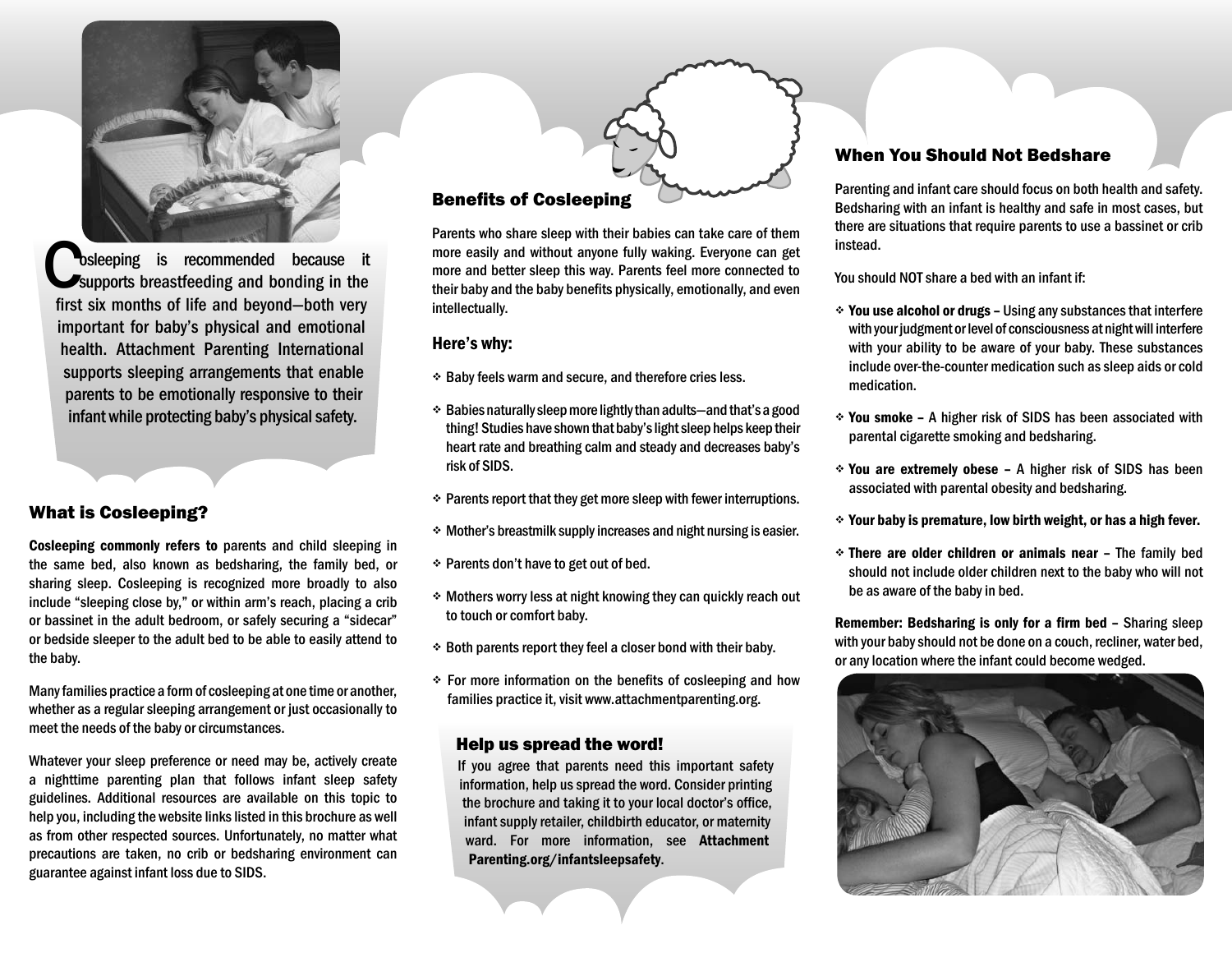Cosleeping is recommended because it supports breastfeeding and bonding in the first six months of life and beyond—both very important for baby's physical and emotional health. Attachment Parenting International supports sleeping arrangements that enable parents to be emotionally responsive to their infant while protecting baby's physical safety.

## What is Cosleeping?

**Cosleeping commonly refers to** parents and child sleeping in the same bed, also known as bedsharing, the family bed, or sharing sleep. Cosleeping is recognized more broadly to also include "sleeping close by," or within arm's reach, placing a crib or bassinet in the adult bedroom, or safely securing a "sidecar" or bedside sleeper to the adult bed to be able to easily attend to the baby.

Many families practice a form of cosleeping at one time or another, whether as a regular sleeping arrangement or just occasionally to meet the needs of the baby or circumstances.

Whatever your sleep preference or need may be, actively create a nighttime parenting plan that follows infant sleep safety guidelines. Additional resources are available on this topic to help you, including the website links listed in this brochure as well as from other respected sources. Unfortunately, no matter what precautions are taken, no crib or bedsharing environment can guarantee against infant loss due to SIDS.

## Benefits of Cosleeping

Parents who share sleep with their babies can take care of them more easily and without anyone fully waking. Everyone can get more and better sleep this way. Parents feel more connected to their baby and the baby benefits physically, emotionally, and even intellectually.

### Here's why:

- Baby feels warm and secure, and therefore cries less.
- Babies naturally sleep more lightly than adults—and that's a good thing! Studies have shown that baby's light sleep helps keep their heart rate and breathing calm and steady and decreases baby's risk of SIDS.
- Parents report that they get more sleep with fewer interruptions.
- Mother's breastmilk supply increases and night nursing is easier.
- Parents don't have to get out of bed.
- Mothers worry less at night knowing they can quickly reach out to touch or comfort baby.
- Both parents report they feel a closer bond with their baby.
- For more information on the benefits of cosleeping and how families practice it, visit www.attachmentparenting.org.

### Help us spread the word!

If you agree that parents need this important safety information, help us spread the word. Consider printing the brochure and taking it to your local doctor's office, infant supply retailer, childbirth educator, or maternity ward. For more information, see **Attachment Parenting.org/infantsleepsafety**.

## When You Should Not Bedshare

Parenting and infant care should focus on both health and safety. Bedsharing with an infant is healthy and safe in most cases, but there are situations that require parents to use a bassinet or crib instead.

You should NOT share a bed with an infant if:

- **You use alcohol or drugs** – Using any substances that interfere with your judgment or level of consciousness at night will interfere with your ability to be aware of your baby. These substances include over-the-counter medication such as sleep aids or cold medication.
- **You smoke** – A higher risk of SIDS has been associated with parental cigarette smoking and bedsharing.
- **You are extremely obese** – A higher risk of SIDS has been associated with parental obesity and bedsharing.
- **Your baby is premature, low birth weight, or has a high fever.**
- **There are older children or animals near** – The family bed should not include older children next to the baby who will not be as aware of the baby in bed.

**Remember: Bedsharing is only for a firm bed** – Sharing sleep with your baby should not be done on a couch, recliner, water bed, or any location where the infant could become wedged.